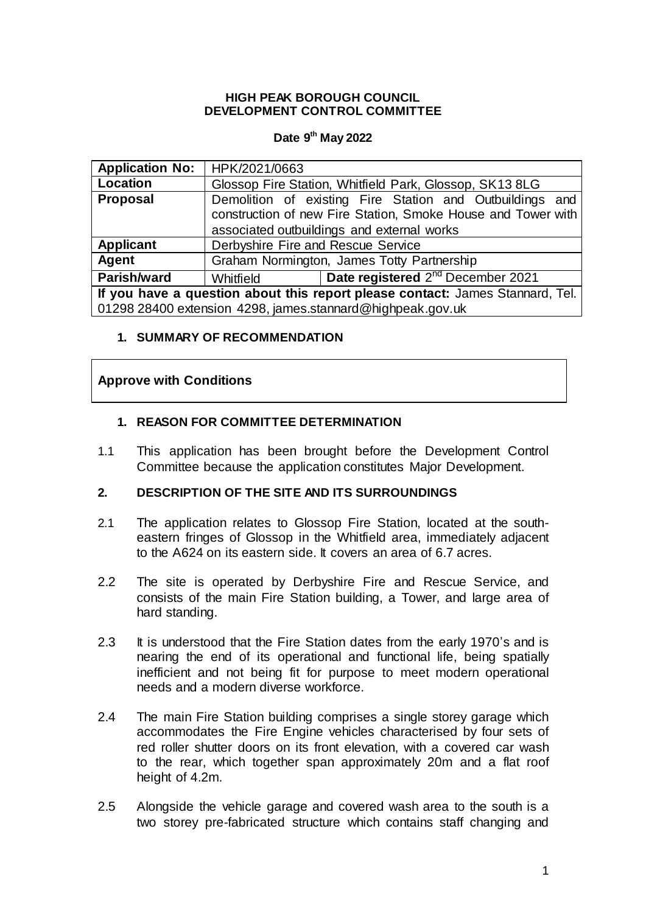**HIGH PEAK BOROUGH COUNCIL**
**DEVELOPMENT CONTROL COMMITTEE**

**Date 9th May 2022**

| **Application No:** | HPK/2021/0663 | |
|---|---|---|
| **Location** | Glossop Fire Station, Whitfield Park, Glossop, SK13 8LG | |
| **Proposal** | Demolition of existing Fire Station and Outbuildings and construction of new Fire Station, Smoke House and Tower with associated outbuildings and external works | |
| **Applicant** | Derbyshire Fire and Rescue Service | |
| **Agent** | Graham Normington, James Totty Partnership | |
| **Parish/ward** | Whitfield | **Date registered** 2nd December 2021 |
| **If you have a question about this report please contact:** James Stannard, Tel. 01298 28400 extension 4298, james.stannard@highpeak.gov.uk | | |

## 1. SUMMARY OF RECOMMENDATION

**Approve with Conditions**

## 1. REASON FOR COMMITTEE DETERMINATION

1.1 This application has been brought before the Development Control Committee because the application constitutes Major Development.

## 2. DESCRIPTION OF THE SITE AND ITS SURROUNDINGS

2.1 The application relates to Glossop Fire Station, located at the south-eastern fringes of Glossop in the Whitfield area, immediately adjacent to the A624 on its eastern side. It covers an area of 6.7 acres.

2.2 The site is operated by Derbyshire Fire and Rescue Service, and consists of the main Fire Station building, a Tower, and large area of hard standing.

2.3 It is understood that the Fire Station dates from the early 1970's and is nearing the end of its operational and functional life, being spatially inefficient and not being fit for purpose to meet modern operational needs and a modern diverse workforce.

2.4 The main Fire Station building comprises a single storey garage which accommodates the Fire Engine vehicles characterised by four sets of red roller shutter doors on its front elevation, with a covered car wash to the rear, which together span approximately 20m and a flat roof height of 4.2m.

2.5 Alongside the vehicle garage and covered wash area to the south is a two storey pre-fabricated structure which contains staff changing and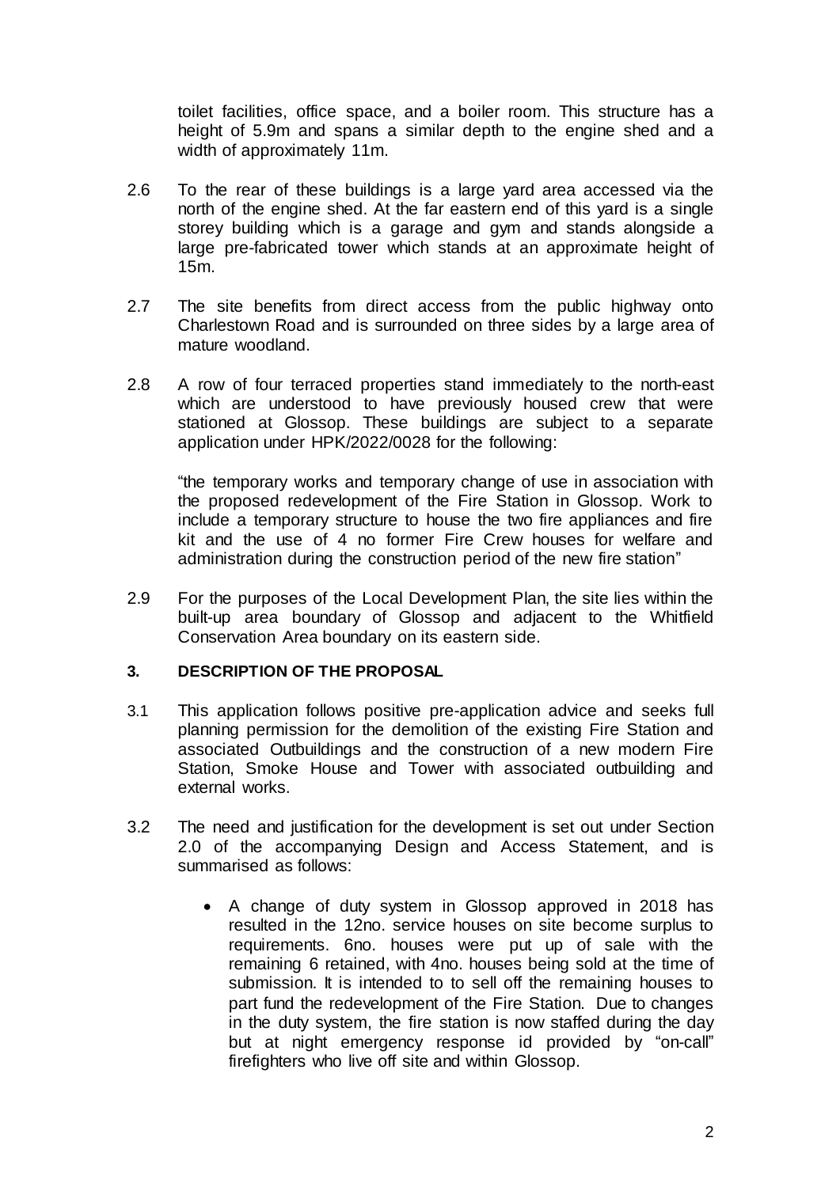toilet facilities, office space, and a boiler room. This structure has a height of 5.9m and spans a similar depth to the engine shed and a width of approximately 11m.

2.6 To the rear of these buildings is a large yard area accessed via the north of the engine shed. At the far eastern end of this yard is a single storey building which is a garage and gym and stands alongside a large pre-fabricated tower which stands at an approximate height of 15m.

2.7 The site benefits from direct access from the public highway onto Charlestown Road and is surrounded on three sides by a large area of mature woodland.

2.8 A row of four terraced properties stand immediately to the north-east which are understood to have previously housed crew that were stationed at Glossop. These buildings are subject to a separate application under HPK/2022/0028 for the following:

"the temporary works and temporary change of use in association with the proposed redevelopment of the Fire Station in Glossop. Work to include a temporary structure to house the two fire appliances and fire kit and the use of 4 no former Fire Crew houses for welfare and administration during the construction period of the new fire station"

2.9 For the purposes of the Local Development Plan, the site lies within the built-up area boundary of Glossop and adjacent to the Whitfield Conservation Area boundary on its eastern side.

## 3. DESCRIPTION OF THE PROPOSAL

3.1 This application follows positive pre-application advice and seeks full planning permission for the demolition of the existing Fire Station and associated Outbuildings and the construction of a new modern Fire Station, Smoke House and Tower with associated outbuilding and external works.

3.2 The need and justification for the development is set out under Section 2.0 of the accompanying Design and Access Statement, and is summarised as follows:

- A change of duty system in Glossop approved in 2018 has resulted in the 12no. service houses on site become surplus to requirements. 6no. houses were put up of sale with the remaining 6 retained, with 4no. houses being sold at the time of submission. It is intended to to sell off the remaining houses to part fund the redevelopment of the Fire Station. Due to changes in the duty system, the fire station is now staffed during the day but at night emergency response id provided by "on-call" firefighters who live off site and within Glossop.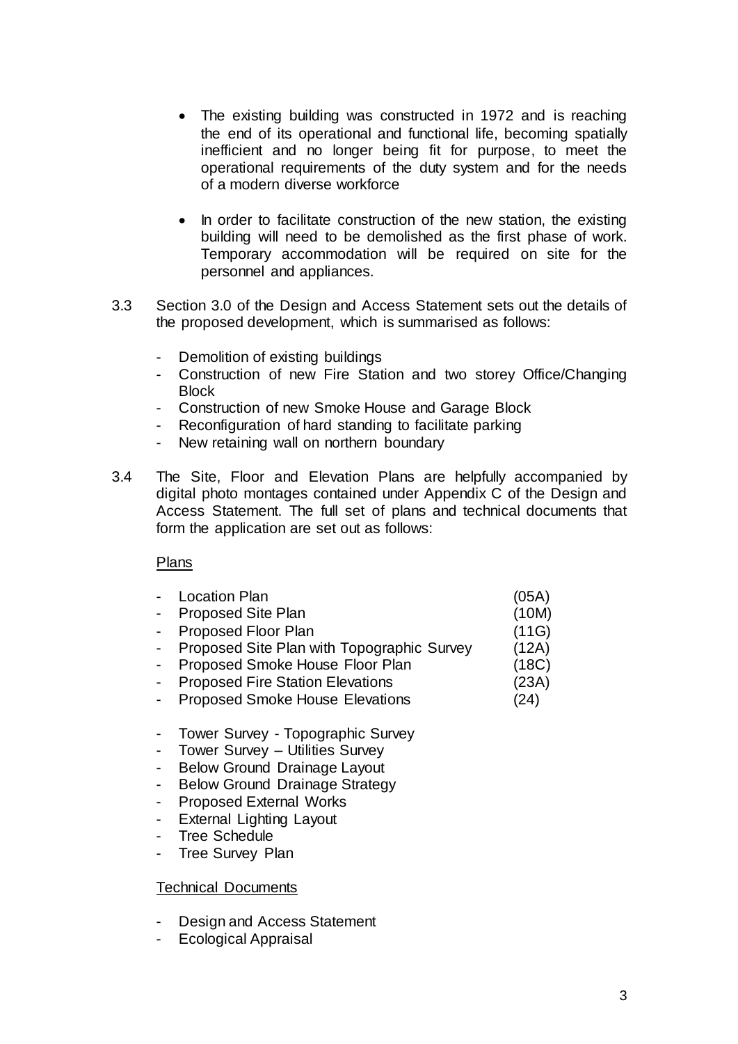- The existing building was constructed in 1972 and is reaching the end of its operational and functional life, becoming spatially inefficient and no longer being fit for purpose, to meet the operational requirements of the duty system and for the needs of a modern diverse workforce

- In order to facilitate construction of the new station, the existing building will need to be demolished as the first phase of work. Temporary accommodation will be required on site for the personnel and appliances.

3.3 Section 3.0 of the Design and Access Statement sets out the details of the proposed development, which is summarised as follows:

- Demolition of existing buildings
- Construction of new Fire Station and two storey Office/Changing Block
- Construction of new Smoke House and Garage Block
- Reconfiguration of hard standing to facilitate parking
- New retaining wall on northern boundary

3.4 The Site, Floor and Elevation Plans are helpfully accompanied by digital photo montages contained under Appendix C of the Design and Access Statement. The full set of plans and technical documents that form the application are set out as follows:

<u>Plans</u>

- Location Plan (05A)
- Proposed Site Plan (10M)
- Proposed Floor Plan (11G)
- Proposed Site Plan with Topographic Survey (12A)
- Proposed Smoke House Floor Plan (18C)
- Proposed Fire Station Elevations (23A)
- Proposed Smoke House Elevations (24)

- Tower Survey - Topographic Survey
- Tower Survey – Utilities Survey
- Below Ground Drainage Layout
- Below Ground Drainage Strategy
- Proposed External Works
- External Lighting Layout
- Tree Schedule
- Tree Survey Plan

<u>Technical Documents</u>

- Design and Access Statement
- Ecological Appraisal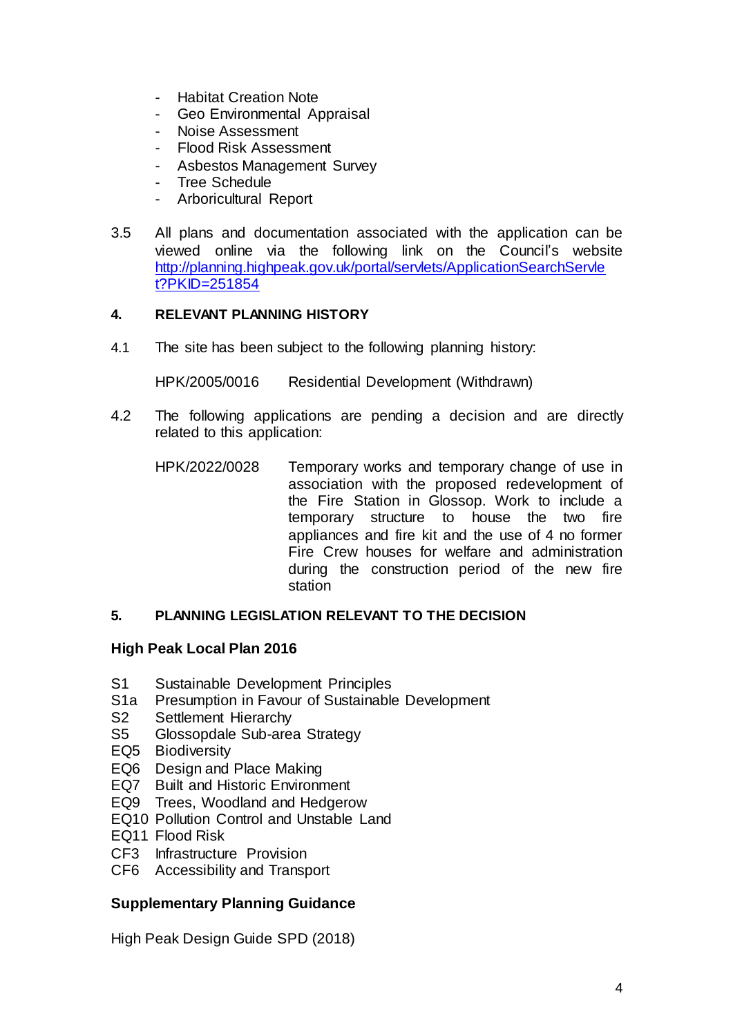- Habitat Creation Note
- Geo Environmental Appraisal
- Noise Assessment
- Flood Risk Assessment
- Asbestos Management Survey
- Tree Schedule
- Arboricultural Report

3.5 All plans and documentation associated with the application can be viewed online via the following link on the Council's website http://planning.highpeak.gov.uk/portal/servlets/ApplicationSearchServlet?PKID=251854

## 4. RELEVANT PLANNING HISTORY

4.1 The site has been subject to the following planning history:

HPK/2005/0016 Residential Development (Withdrawn)

4.2 The following applications are pending a decision and are directly related to this application:

HPK/2022/0028 Temporary works and temporary change of use in association with the proposed redevelopment of the Fire Station in Glossop. Work to include a temporary structure to house the two fire appliances and fire kit and the use of 4 no former Fire Crew houses for welfare and administration during the construction period of the new fire station

## 5. PLANNING LEGISLATION RELEVANT TO THE DECISION

**High Peak Local Plan 2016**

S1 Sustainable Development Principles
S1a Presumption in Favour of Sustainable Development
S2 Settlement Hierarchy
S5 Glossopdale Sub-area Strategy
EQ5 Biodiversity
EQ6 Design and Place Making
EQ7 Built and Historic Environment
EQ9 Trees, Woodland and Hedgerow
EQ10 Pollution Control and Unstable Land
EQ11 Flood Risk
CF3 Infrastructure Provision
CF6 Accessibility and Transport

**Supplementary Planning Guidance**

High Peak Design Guide SPD (2018)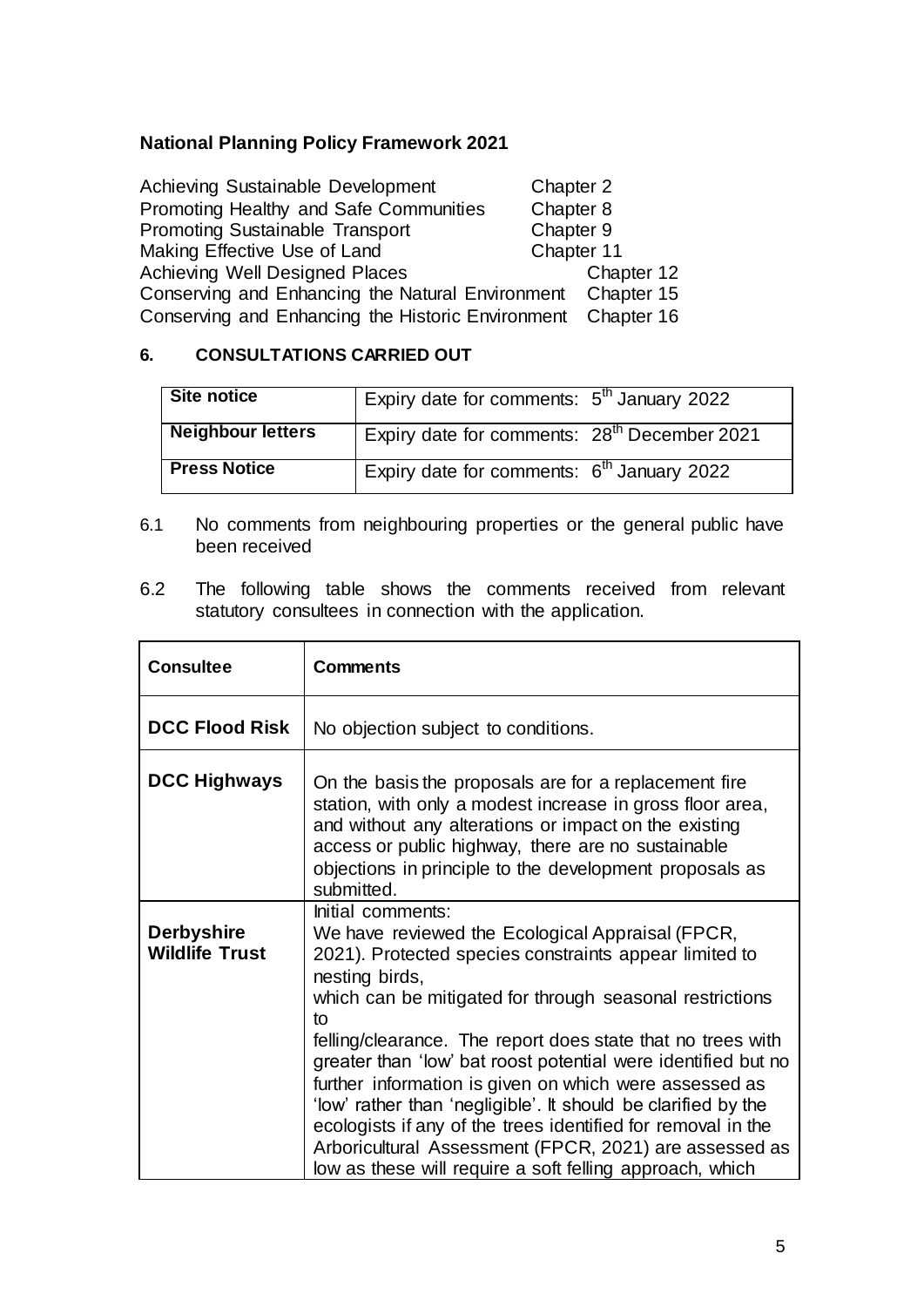**National Planning Policy Framework 2021**

| | |
|---|---|
| Achieving Sustainable Development | Chapter 2 |
| Promoting Healthy and Safe Communities | Chapter 8 |
| Promoting Sustainable Transport | Chapter 9 |
| Making Effective Use of Land | Chapter 11 |
| Achieving Well Designed Places | Chapter 12 |
| Conserving and Enhancing the Natural Environment | Chapter 15 |
| Conserving and Enhancing the Historic Environment | Chapter 16 |

## 6. CONSULTATIONS CARRIED OUT

| | |
|---|---|
| **Site notice** | Expiry date for comments: 5th January 2022 |
| **Neighbour letters** | Expiry date for comments: 28th December 2021 |
| **Press Notice** | Expiry date for comments: 6th January 2022 |

6.1 No comments from neighbouring properties or the general public have been received

6.2 The following table shows the comments received from relevant statutory consultees in connection with the application.

| Consultee | Comments |
|---|---|
| **DCC Flood Risk** | No objection subject to conditions. |
| **DCC Highways** | On the basis the proposals are for a replacement fire station, with only a modest increase in gross floor area, and without any alterations or impact on the existing access or public highway, there are no sustainable objections in principle to the development proposals as submitted. |
| **Derbyshire Wildlife Trust** | Initial comments:<br>We have reviewed the Ecological Appraisal (FPCR, 2021). Protected species constraints appear limited to nesting birds,<br>which can be mitigated for through seasonal restrictions to<br>felling/clearance. The report does state that no trees with greater than 'low' bat roost potential were identified but no further information is given on which were assessed as 'low' rather than 'negligible'. It should be clarified by the ecologists if any of the trees identified for removal in the Arboricultural Assessment (FPCR, 2021) are assessed as low as these will require a soft felling approach, which |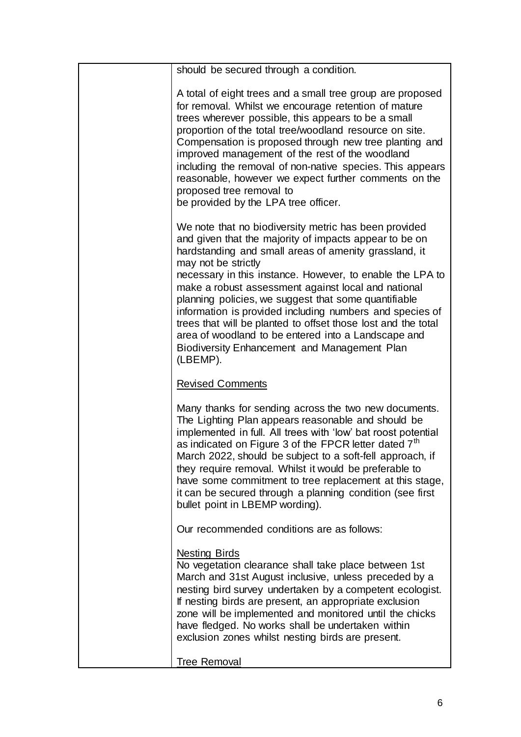| | should be secured through a condition.<br><br>A total of eight trees and a small tree group are proposed for removal. Whilst we encourage retention of mature trees wherever possible, this appears to be a small proportion of the total tree/woodland resource on site. Compensation is proposed through new tree planting and improved management of the rest of the woodland including the removal of non-native species. This appears reasonable, however we expect further comments on the proposed tree removal to be provided by the LPA tree officer.<br><br>We note that no biodiversity metric has been provided and given that the majority of impacts appear to be on hardstanding and small areas of amenity grassland, it may not be strictly necessary in this instance. However, to enable the LPA to make a robust assessment against local and national planning policies, we suggest that some quantifiable information is provided including numbers and species of trees that will be planted to offset those lost and the total area of woodland to be entered into a Landscape and Biodiversity Enhancement and Management Plan (LBEMP).<br><br><u>Revised Comments</u><br><br>Many thanks for sending across the two new documents. The Lighting Plan appears reasonable and should be implemented in full. All trees with 'low' bat roost potential as indicated on Figure 3 of the FPCR letter dated 7th March 2022, should be subject to a soft-fell approach, if they require removal. Whilst it would be preferable to have some commitment to tree replacement at this stage, it can be secured through a planning condition (see first bullet point in LBEMP wording).<br><br>Our recommended conditions are as follows:<br><br><u>Nesting Birds</u><br>No vegetation clearance shall take place between 1st March and 31st August inclusive, unless preceded by a nesting bird survey undertaken by a competent ecologist. If nesting birds are present, an appropriate exclusion zone will be implemented and monitored until the chicks have fledged. No works shall be undertaken within exclusion zones whilst nesting birds are present.<br><br><u>Tree Removal</u> |
|---|---|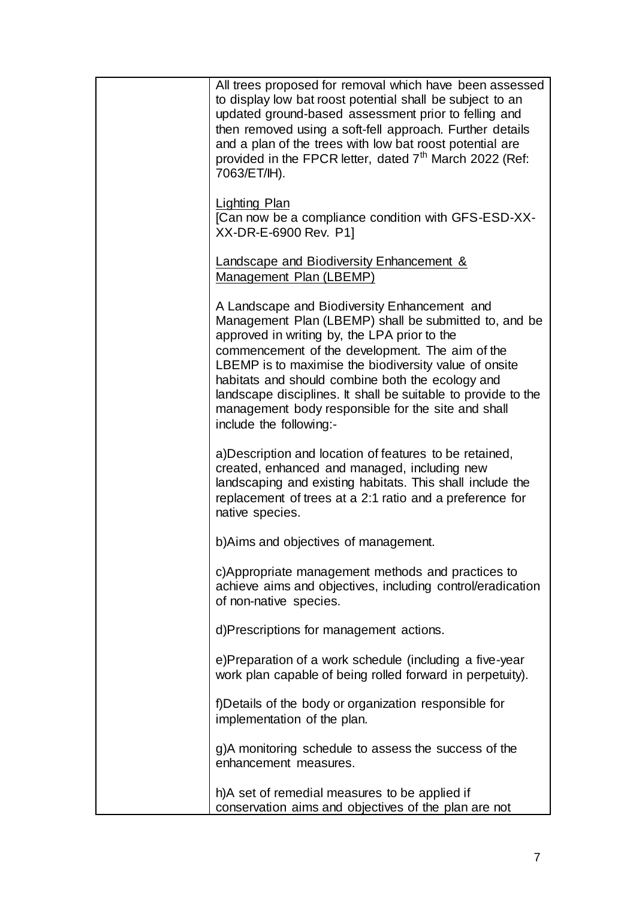| | All trees proposed for removal which have been assessed to display low bat roost potential shall be subject to an updated ground-based assessment prior to felling and then removed using a soft-fell approach. Further details and a plan of the trees with low bat roost potential are provided in the FPCR letter, dated 7th March 2022 (Ref: 7063/ET/IH).<br><br><u>Lighting Plan</u><br>[Can now be a compliance condition with GFS-ESD-XX-XX-DR-E-6900 Rev. P1]<br><br><u>Landscape and Biodiversity Enhancement & Management Plan (LBEMP)</u><br><br>A Landscape and Biodiversity Enhancement and Management Plan (LBEMP) shall be submitted to, and be approved in writing by, the LPA prior to the commencement of the development. The aim of the LBEMP is to maximise the biodiversity value of onsite habitats and should combine both the ecology and landscape disciplines. It shall be suitable to provide to the management body responsible for the site and shall include the following:-<br><br>a)Description and location of features to be retained, created, enhanced and managed, including new landscaping and existing habitats. This shall include the replacement of trees at a 2:1 ratio and a preference for native species.<br><br>b)Aims and objectives of management.<br><br>c)Appropriate management methods and practices to achieve aims and objectives, including control/eradication of non-native species.<br><br>d)Prescriptions for management actions.<br><br>e)Preparation of a work schedule (including a five-year work plan capable of being rolled forward in perpetuity).<br><br>f)Details of the body or organization responsible for implementation of the plan.<br><br>g)A monitoring schedule to assess the success of the enhancement measures.<br><br>h)A set of remedial measures to be applied if conservation aims and objectives of the plan are not |
|---|---|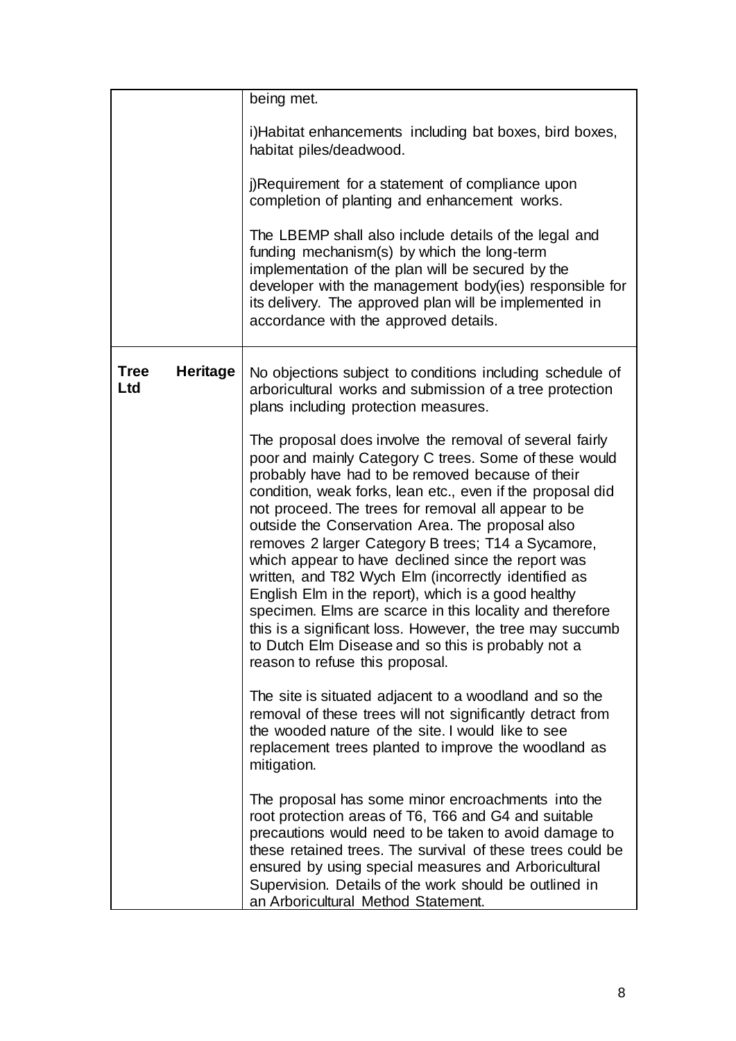| | |
|---|---|
| | being met.<br><br>i)Habitat enhancements including bat boxes, bird boxes, habitat piles/deadwood.<br><br>j)Requirement for a statement of compliance upon completion of planting and enhancement works.<br><br>The LBEMP shall also include details of the legal and funding mechanism(s) by which the long-term implementation of the plan will be secured by the developer with the management body(ies) responsible for its delivery. The approved plan will be implemented in accordance with the approved details. |
| **Tree Heritage Ltd** | No objections subject to conditions including schedule of arboricultural works and submission of a tree protection plans including protection measures.<br><br>The proposal does involve the removal of several fairly poor and mainly Category C trees. Some of these would probably have had to be removed because of their condition, weak forks, lean etc., even if the proposal did not proceed. The trees for removal all appear to be outside the Conservation Area. The proposal also removes 2 larger Category B trees; T14 a Sycamore, which appear to have declined since the report was written, and T82 Wych Elm (incorrectly identified as English Elm in the report), which is a good healthy specimen. Elms are scarce in this locality and therefore this is a significant loss. However, the tree may succumb to Dutch Elm Disease and so this is probably not a reason to refuse this proposal.<br><br>The site is situated adjacent to a woodland and so the removal of these trees will not significantly detract from the wooded nature of the site. I would like to see replacement trees planted to improve the woodland as mitigation.<br><br>The proposal has some minor encroachments into the root protection areas of T6, T66 and G4 and suitable precautions would need to be taken to avoid damage to these retained trees. The survival of these trees could be ensured by using special measures and Arboricultural Supervision. Details of the work should be outlined in an Arboricultural Method Statement. |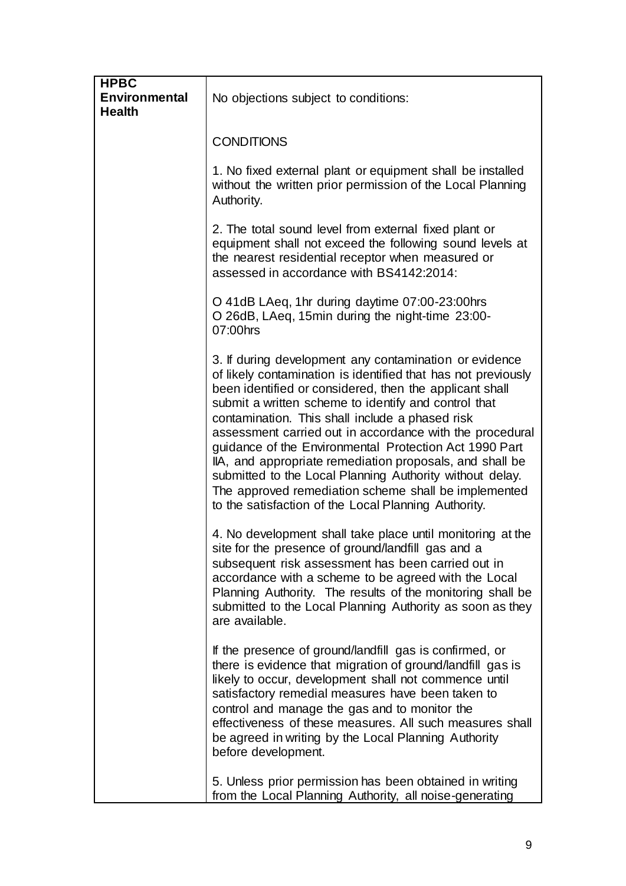| **HPBC Environmental Health** | No objections subject to conditions:<br><br>CONDITIONS<br><br>1. No fixed external plant or equipment shall be installed without the written prior permission of the Local Planning Authority.<br><br>2. The total sound level from external fixed plant or equipment shall not exceed the following sound levels at the nearest residential receptor when measured or assessed in accordance with BS4142:2014:<br><br>O 41dB LAeq, 1hr during daytime 07:00-23:00hrs<br>O 26dB, LAeq, 15min during the night-time 23:00-07:00hrs<br><br>3. If during development any contamination or evidence of likely contamination is identified that has not previously been identified or considered, then the applicant shall submit a written scheme to identify and control that contamination. This shall include a phased risk assessment carried out in accordance with the procedural guidance of the Environmental Protection Act 1990 Part IIA, and appropriate remediation proposals, and shall be submitted to the Local Planning Authority without delay. The approved remediation scheme shall be implemented to the satisfaction of the Local Planning Authority.<br><br>4. No development shall take place until monitoring at the site for the presence of ground/landfill gas and a subsequent risk assessment has been carried out in accordance with a scheme to be agreed with the Local Planning Authority. The results of the monitoring shall be submitted to the Local Planning Authority as soon as they are available.<br><br>If the presence of ground/landfill gas is confirmed, or there is evidence that migration of ground/landfill gas is likely to occur, development shall not commence until satisfactory remedial measures have been taken to control and manage the gas and to monitor the effectiveness of these measures. All such measures shall be agreed in writing by the Local Planning Authority before development.<br><br>5. Unless prior permission has been obtained in writing from the Local Planning Authority, all noise-generating |
|---|---|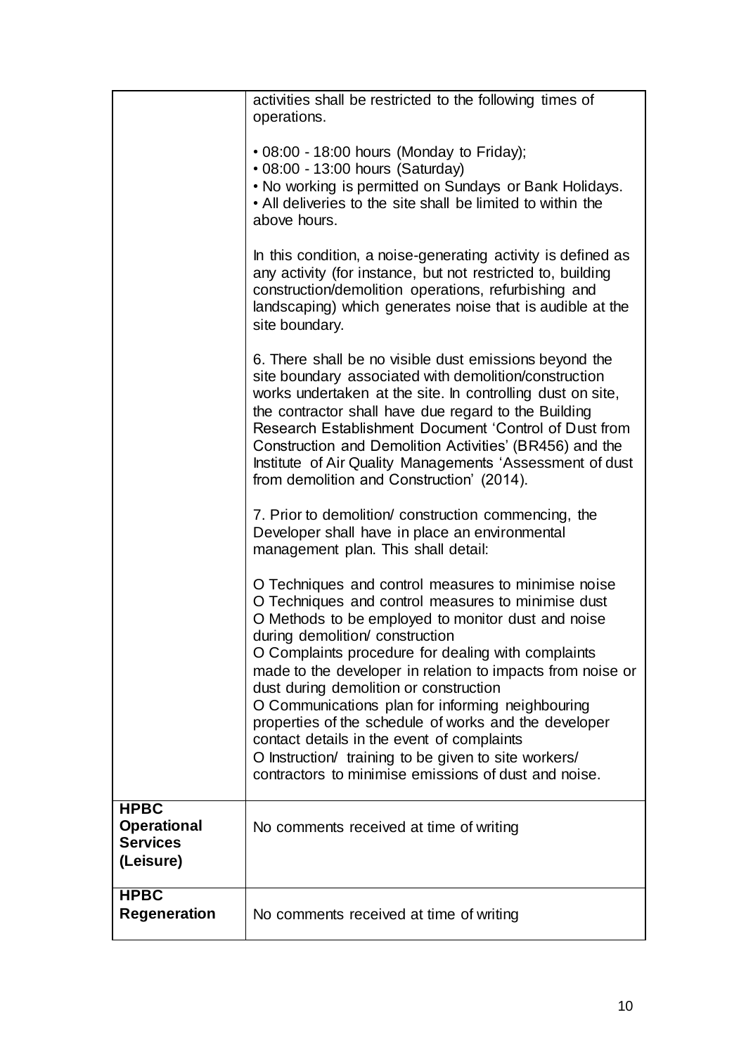| | |
|---|---|
| | activities shall be restricted to the following times of operations.<br><br>• 08:00 - 18:00 hours (Monday to Friday);<br>• 08:00 - 13:00 hours (Saturday)<br>• No working is permitted on Sundays or Bank Holidays.<br>• All deliveries to the site shall be limited to within the above hours.<br><br>In this condition, a noise-generating activity is defined as any activity (for instance, but not restricted to, building construction/demolition operations, refurbishing and landscaping) which generates noise that is audible at the site boundary.<br><br>6. There shall be no visible dust emissions beyond the site boundary associated with demolition/construction works undertaken at the site. In controlling dust on site, the contractor shall have due regard to the Building Research Establishment Document 'Control of Dust from Construction and Demolition Activities' (BR456) and the Institute of Air Quality Managements 'Assessment of dust from demolition and Construction' (2014).<br><br>7. Prior to demolition/ construction commencing, the Developer shall have in place an environmental management plan. This shall detail:<br><br>O Techniques and control measures to minimise noise<br>O Techniques and control measures to minimise dust<br>O Methods to be employed to monitor dust and noise during demolition/ construction<br>O Complaints procedure for dealing with complaints made to the developer in relation to impacts from noise or dust during demolition or construction<br>O Communications plan for informing neighbouring properties of the schedule of works and the developer contact details in the event of complaints<br>O Instruction/ training to be given to site workers/ contractors to minimise emissions of dust and noise. |
| **HPBC Operational Services (Leisure)** | No comments received at time of writing |
| **HPBC Regeneration** | No comments received at time of writing |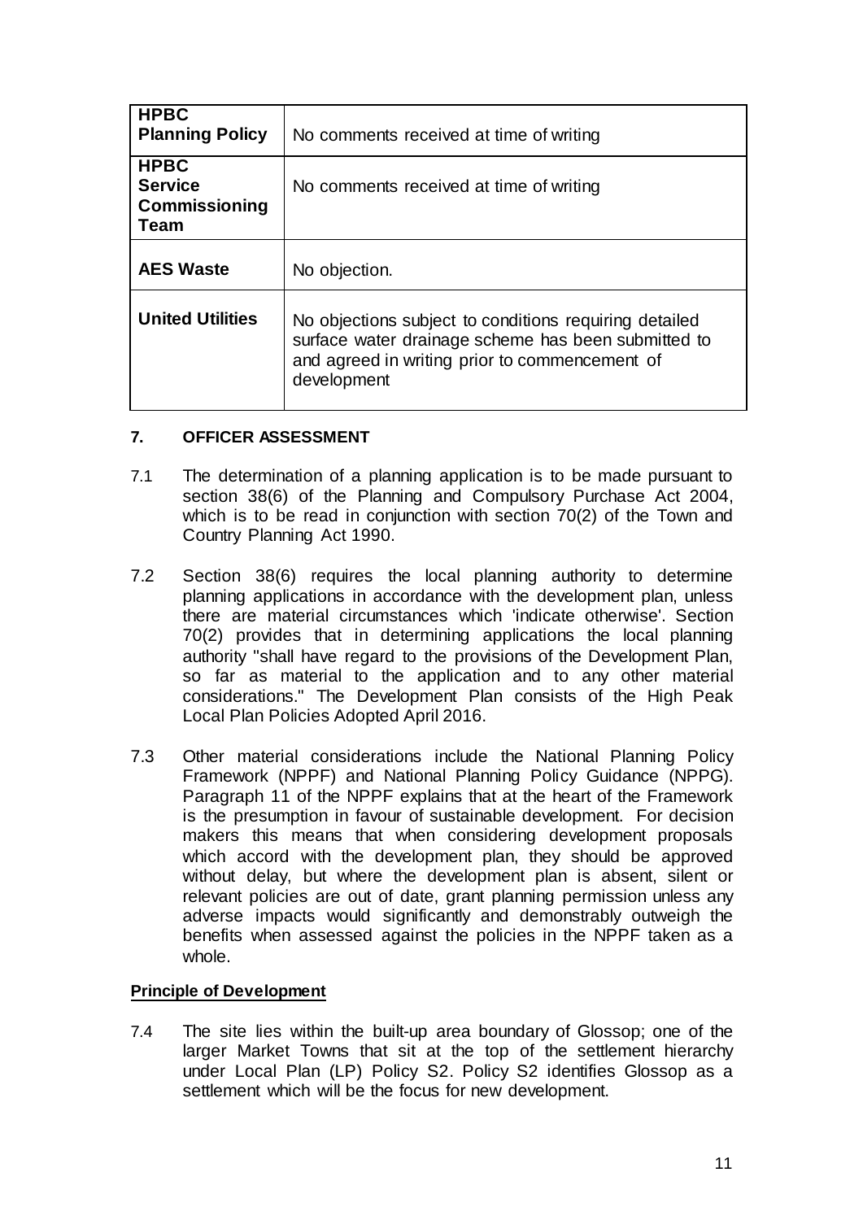| | |
|---|---|
| **HPBC Planning Policy** | No comments received at time of writing |
| **HPBC Service Commissioning Team** | No comments received at time of writing |
| **AES Waste** | No objection. |
| **United Utilities** | No objections subject to conditions requiring detailed surface water drainage scheme has been submitted to and agreed in writing prior to commencement of development |

## 7. OFFICER ASSESSMENT

7.1 The determination of a planning application is to be made pursuant to section 38(6) of the Planning and Compulsory Purchase Act 2004, which is to be read in conjunction with section 70(2) of the Town and Country Planning Act 1990.

7.2 Section 38(6) requires the local planning authority to determine planning applications in accordance with the development plan, unless there are material circumstances which 'indicate otherwise'. Section 70(2) provides that in determining applications the local planning authority "shall have regard to the provisions of the Development Plan, so far as material to the application and to any other material considerations." The Development Plan consists of the High Peak Local Plan Policies Adopted April 2016.

7.3 Other material considerations include the National Planning Policy Framework (NPPF) and National Planning Policy Guidance (NPPG). Paragraph 11 of the NPPF explains that at the heart of the Framework is the presumption in favour of sustainable development. For decision makers this means that when considering development proposals which accord with the development plan, they should be approved without delay, but where the development plan is absent, silent or relevant policies are out of date, grant planning permission unless any adverse impacts would significantly and demonstrably outweigh the benefits when assessed against the policies in the NPPF taken as a whole.

**Principle of Development**

7.4 The site lies within the built-up area boundary of Glossop; one of the larger Market Towns that sit at the top of the settlement hierarchy under Local Plan (LP) Policy S2. Policy S2 identifies Glossop as a settlement which will be the focus for new development.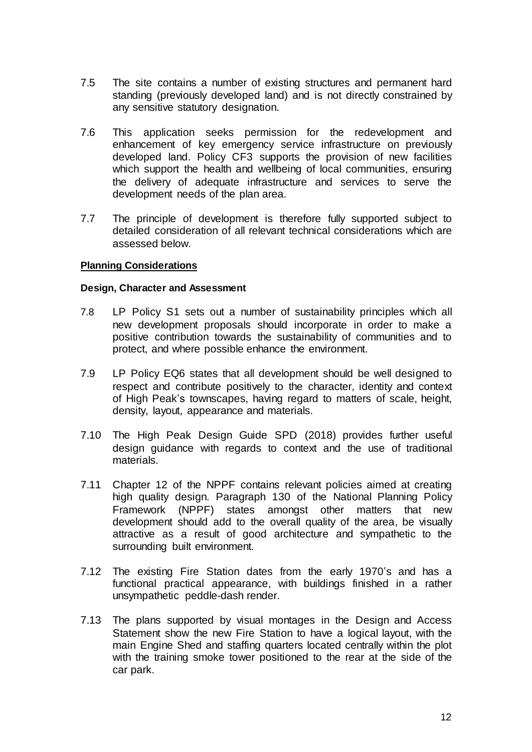7.5 The site contains a number of existing structures and permanent hard standing (previously developed land) and is not directly constrained by any sensitive statutory designation.

7.6 This application seeks permission for the redevelopment and enhancement of key emergency service infrastructure on previously developed land. Policy CF3 supports the provision of new facilities which support the health and wellbeing of local communities, ensuring the delivery of adequate infrastructure and services to serve the development needs of the plan area.

7.7 The principle of development is therefore fully supported subject to detailed consideration of all relevant technical considerations which are assessed below.

**Planning Considerations**

**Design, Character and Assessment**

7.8 LP Policy S1 sets out a number of sustainability principles which all new development proposals should incorporate in order to make a positive contribution towards the sustainability of communities and to protect, and where possible enhance the environment.

7.9 LP Policy EQ6 states that all development should be well designed to respect and contribute positively to the character, identity and context of High Peak's townscapes, having regard to matters of scale, height, density, layout, appearance and materials.

7.10 The High Peak Design Guide SPD (2018) provides further useful design guidance with regards to context and the use of traditional materials.

7.11 Chapter 12 of the NPPF contains relevant policies aimed at creating high quality design. Paragraph 130 of the National Planning Policy Framework (NPPF) states amongst other matters that new development should add to the overall quality of the area, be visually attractive as a result of good architecture and sympathetic to the surrounding built environment.

7.12 The existing Fire Station dates from the early 1970's and has a functional practical appearance, with buildings finished in a rather unsympathetic peddle-dash render.

7.13 The plans supported by visual montages in the Design and Access Statement show the new Fire Station to have a logical layout, with the main Engine Shed and staffing quarters located centrally within the plot with the training smoke tower positioned to the rear at the side of the car park.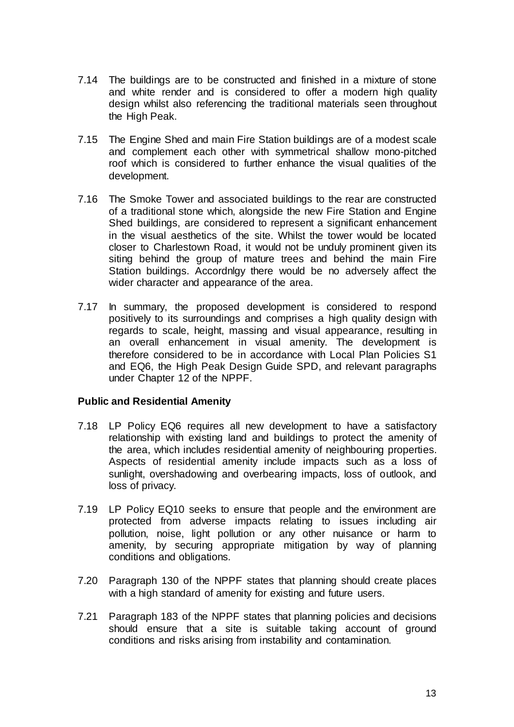7.14 The buildings are to be constructed and finished in a mixture of stone and white render and is considered to offer a modern high quality design whilst also referencing the traditional materials seen throughout the High Peak.

7.15 The Engine Shed and main Fire Station buildings are of a modest scale and complement each other with symmetrical shallow mono-pitched roof which is considered to further enhance the visual qualities of the development.

7.16 The Smoke Tower and associated buildings to the rear are constructed of a traditional stone which, alongside the new Fire Station and Engine Shed buildings, are considered to represent a significant enhancement in the visual aesthetics of the site. Whilst the tower would be located closer to Charlestown Road, it would not be unduly prominent given its siting behind the group of mature trees and behind the main Fire Station buildings. Accordnlgy there would be no adversely affect the wider character and appearance of the area.

7.17 In summary, the proposed development is considered to respond positively to its surroundings and comprises a high quality design with regards to scale, height, massing and visual appearance, resulting in an overall enhancement in visual amenity. The development is therefore considered to be in accordance with Local Plan Policies S1 and EQ6, the High Peak Design Guide SPD, and relevant paragraphs under Chapter 12 of the NPPF.

**Public and Residential Amenity**

7.18 LP Policy EQ6 requires all new development to have a satisfactory relationship with existing land and buildings to protect the amenity of the area, which includes residential amenity of neighbouring properties. Aspects of residential amenity include impacts such as a loss of sunlight, overshadowing and overbearing impacts, loss of outlook, and loss of privacy.

7.19 LP Policy EQ10 seeks to ensure that people and the environment are protected from adverse impacts relating to issues including air pollution, noise, light pollution or any other nuisance or harm to amenity, by securing appropriate mitigation by way of planning conditions and obligations.

7.20 Paragraph 130 of the NPPF states that planning should create places with a high standard of amenity for existing and future users.

7.21 Paragraph 183 of the NPPF states that planning policies and decisions should ensure that a site is suitable taking account of ground conditions and risks arising from instability and contamination.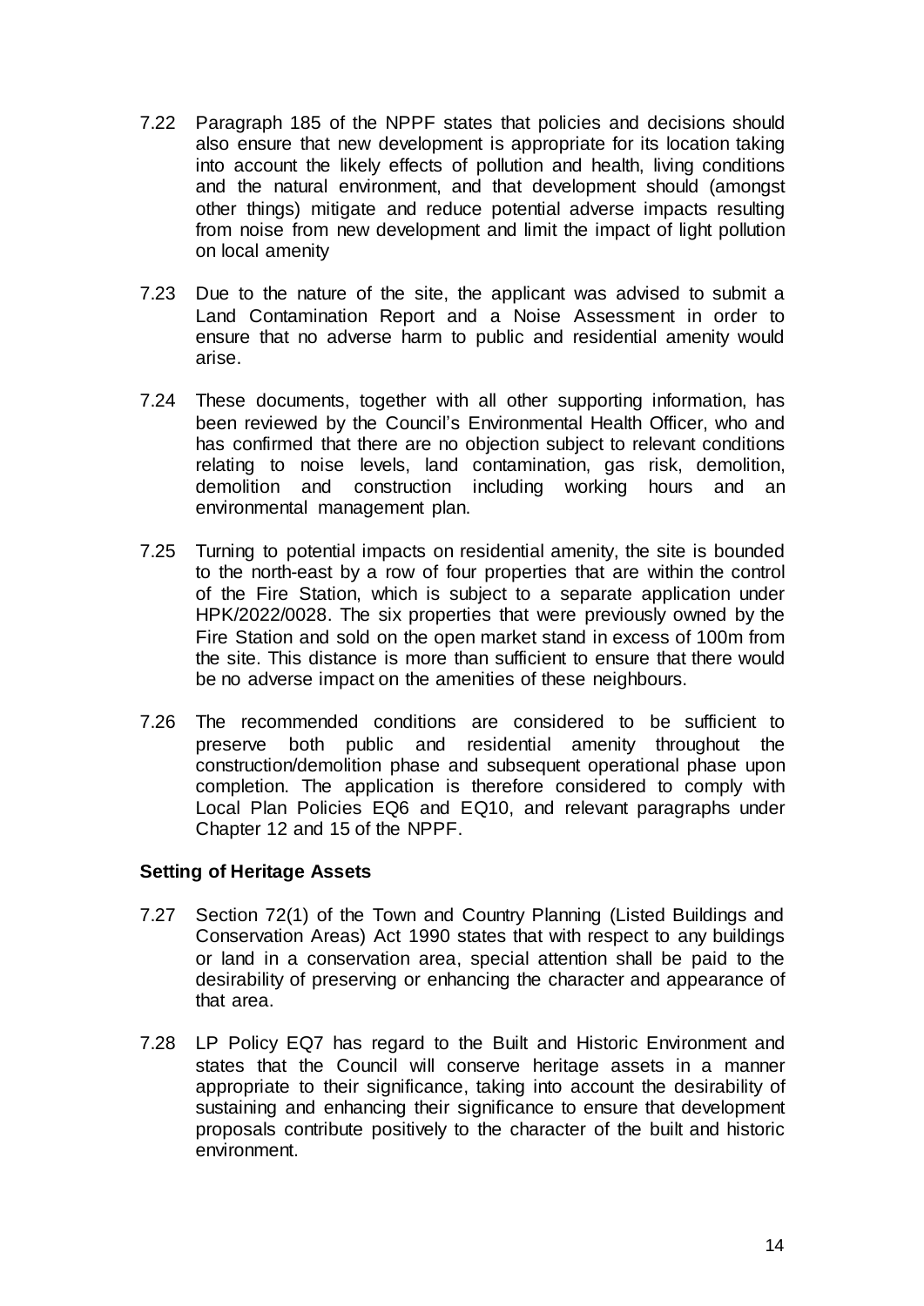7.22 Paragraph 185 of the NPPF states that policies and decisions should also ensure that new development is appropriate for its location taking into account the likely effects of pollution and health, living conditions and the natural environment, and that development should (amongst other things) mitigate and reduce potential adverse impacts resulting from noise from new development and limit the impact of light pollution on local amenity

7.23 Due to the nature of the site, the applicant was advised to submit a Land Contamination Report and a Noise Assessment in order to ensure that no adverse harm to public and residential amenity would arise.

7.24 These documents, together with all other supporting information, has been reviewed by the Council's Environmental Health Officer, who and has confirmed that there are no objection subject to relevant conditions relating to noise levels, land contamination, gas risk, demolition, demolition and construction including working hours and an environmental management plan.

7.25 Turning to potential impacts on residential amenity, the site is bounded to the north-east by a row of four properties that are within the control of the Fire Station, which is subject to a separate application under HPK/2022/0028. The six properties that were previously owned by the Fire Station and sold on the open market stand in excess of 100m from the site. This distance is more than sufficient to ensure that there would be no adverse impact on the amenities of these neighbours.

7.26 The recommended conditions are considered to be sufficient to preserve both public and residential amenity throughout the construction/demolition phase and subsequent operational phase upon completion. The application is therefore considered to comply with Local Plan Policies EQ6 and EQ10, and relevant paragraphs under Chapter 12 and 15 of the NPPF.

**Setting of Heritage Assets**

7.27 Section 72(1) of the Town and Country Planning (Listed Buildings and Conservation Areas) Act 1990 states that with respect to any buildings or land in a conservation area, special attention shall be paid to the desirability of preserving or enhancing the character and appearance of that area.

7.28 LP Policy EQ7 has regard to the Built and Historic Environment and states that the Council will conserve heritage assets in a manner appropriate to their significance, taking into account the desirability of sustaining and enhancing their significance to ensure that development proposals contribute positively to the character of the built and historic environment.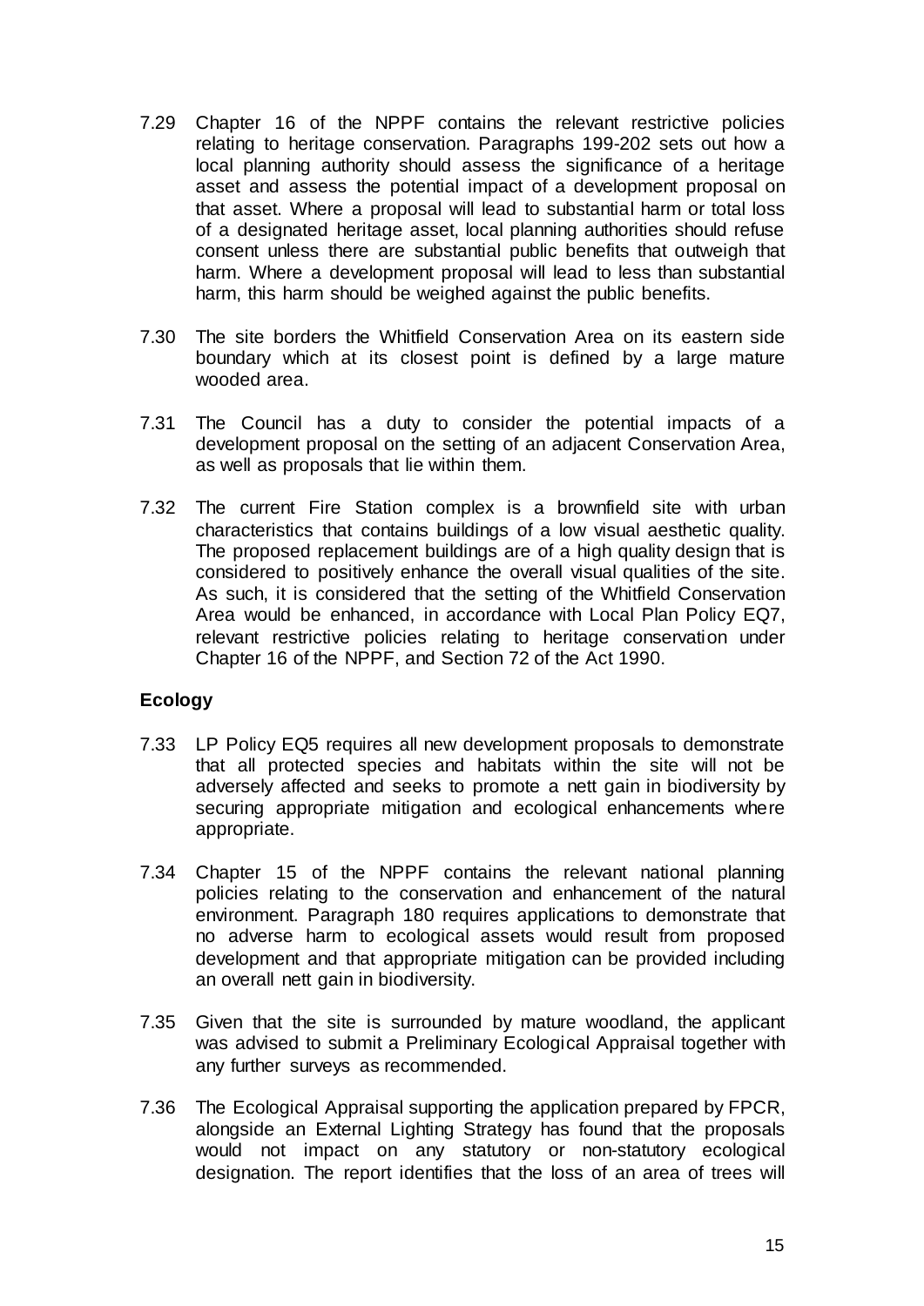7.29 Chapter 16 of the NPPF contains the relevant restrictive policies relating to heritage conservation. Paragraphs 199-202 sets out how a local planning authority should assess the significance of a heritage asset and assess the potential impact of a development proposal on that asset. Where a proposal will lead to substantial harm or total loss of a designated heritage asset, local planning authorities should refuse consent unless there are substantial public benefits that outweigh that harm. Where a development proposal will lead to less than substantial harm, this harm should be weighed against the public benefits.

7.30 The site borders the Whitfield Conservation Area on its eastern side boundary which at its closest point is defined by a large mature wooded area.

7.31 The Council has a duty to consider the potential impacts of a development proposal on the setting of an adjacent Conservation Area, as well as proposals that lie within them.

7.32 The current Fire Station complex is a brownfield site with urban characteristics that contains buildings of a low visual aesthetic quality. The proposed replacement buildings are of a high quality design that is considered to positively enhance the overall visual qualities of the site. As such, it is considered that the setting of the Whitfield Conservation Area would be enhanced, in accordance with Local Plan Policy EQ7, relevant restrictive policies relating to heritage conservation under Chapter 16 of the NPPF, and Section 72 of the Act 1990.

**Ecology**

7.33 LP Policy EQ5 requires all new development proposals to demonstrate that all protected species and habitats within the site will not be adversely affected and seeks to promote a nett gain in biodiversity by securing appropriate mitigation and ecological enhancements where appropriate.

7.34 Chapter 15 of the NPPF contains the relevant national planning policies relating to the conservation and enhancement of the natural environment. Paragraph 180 requires applications to demonstrate that no adverse harm to ecological assets would result from proposed development and that appropriate mitigation can be provided including an overall nett gain in biodiversity.

7.35 Given that the site is surrounded by mature woodland, the applicant was advised to submit a Preliminary Ecological Appraisal together with any further surveys as recommended.

7.36 The Ecological Appraisal supporting the application prepared by FPCR, alongside an External Lighting Strategy has found that the proposals would not impact on any statutory or non-statutory ecological designation. The report identifies that the loss of an area of trees will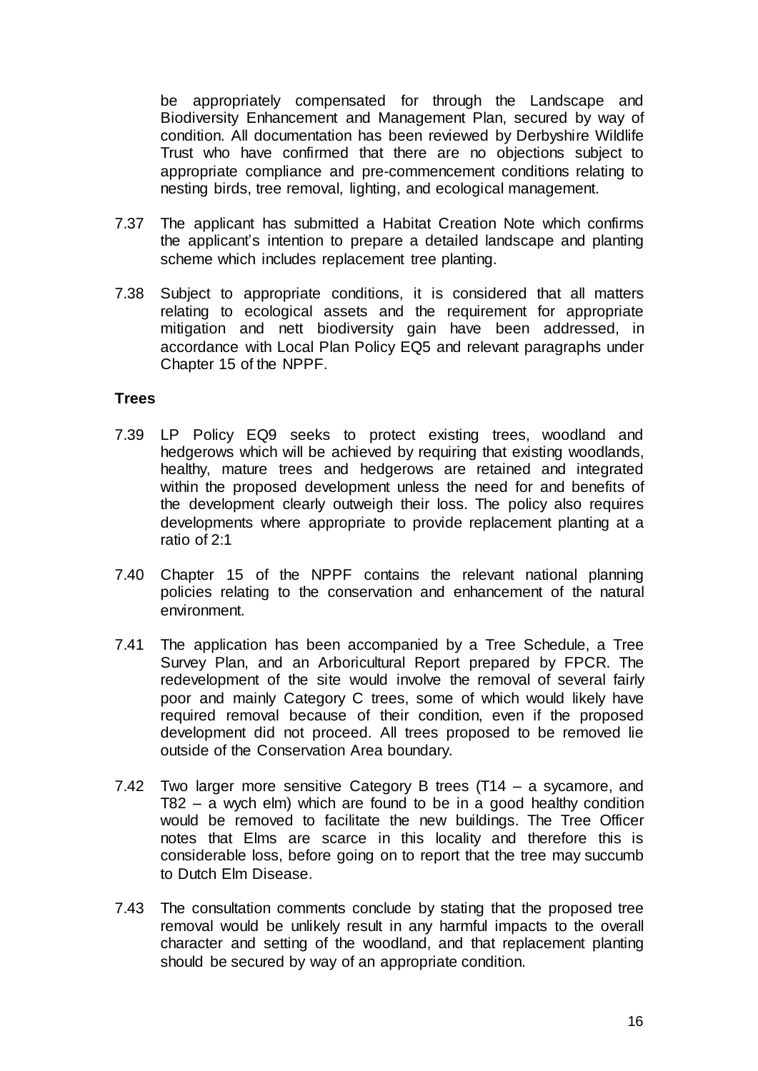be appropriately compensated for through the Landscape and Biodiversity Enhancement and Management Plan, secured by way of condition. All documentation has been reviewed by Derbyshire Wildlife Trust who have confirmed that there are no objections subject to appropriate compliance and pre-commencement conditions relating to nesting birds, tree removal, lighting, and ecological management.

7.37 The applicant has submitted a Habitat Creation Note which confirms the applicant's intention to prepare a detailed landscape and planting scheme which includes replacement tree planting.

7.38 Subject to appropriate conditions, it is considered that all matters relating to ecological assets and the requirement for appropriate mitigation and nett biodiversity gain have been addressed, in accordance with Local Plan Policy EQ5 and relevant paragraphs under Chapter 15 of the NPPF.

**Trees**

7.39 LP Policy EQ9 seeks to protect existing trees, woodland and hedgerows which will be achieved by requiring that existing woodlands, healthy, mature trees and hedgerows are retained and integrated within the proposed development unless the need for and benefits of the development clearly outweigh their loss. The policy also requires developments where appropriate to provide replacement planting at a ratio of 2:1

7.40 Chapter 15 of the NPPF contains the relevant national planning policies relating to the conservation and enhancement of the natural environment.

7.41 The application has been accompanied by a Tree Schedule, a Tree Survey Plan, and an Arboricultural Report prepared by FPCR. The redevelopment of the site would involve the removal of several fairly poor and mainly Category C trees, some of which would likely have required removal because of their condition, even if the proposed development did not proceed. All trees proposed to be removed lie outside of the Conservation Area boundary.

7.42 Two larger more sensitive Category B trees (T14 – a sycamore, and T82 – a wych elm) which are found to be in a good healthy condition would be removed to facilitate the new buildings. The Tree Officer notes that Elms are scarce in this locality and therefore this is considerable loss, before going on to report that the tree may succumb to Dutch Elm Disease.

7.43 The consultation comments conclude by stating that the proposed tree removal would be unlikely result in any harmful impacts to the overall character and setting of the woodland, and that replacement planting should be secured by way of an appropriate condition.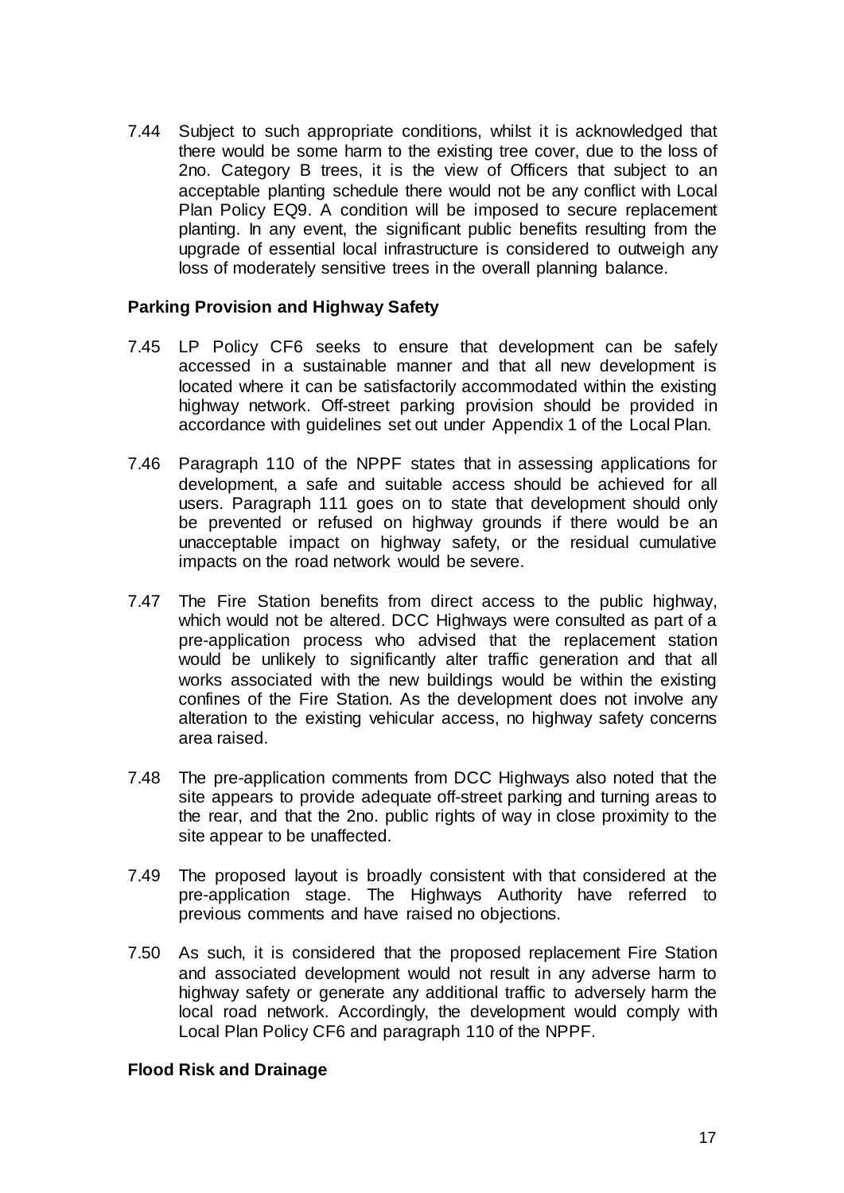7.44 Subject to such appropriate conditions, whilst it is acknowledged that there would be some harm to the existing tree cover, due to the loss of 2no. Category B trees, it is the view of Officers that subject to an acceptable planting schedule there would not be any conflict with Local Plan Policy EQ9. A condition will be imposed to secure replacement planting. In any event, the significant public benefits resulting from the upgrade of essential local infrastructure is considered to outweigh any loss of moderately sensitive trees in the overall planning balance.

**Parking Provision and Highway Safety**

7.45 LP Policy CF6 seeks to ensure that development can be safely accessed in a sustainable manner and that all new development is located where it can be satisfactorily accommodated within the existing highway network. Off-street parking provision should be provided in accordance with guidelines set out under Appendix 1 of the Local Plan.

7.46 Paragraph 110 of the NPPF states that in assessing applications for development, a safe and suitable access should be achieved for all users. Paragraph 111 goes on to state that development should only be prevented or refused on highway grounds if there would be an unacceptable impact on highway safety, or the residual cumulative impacts on the road network would be severe.

7.47 The Fire Station benefits from direct access to the public highway, which would not be altered. DCC Highways were consulted as part of a pre-application process who advised that the replacement station would be unlikely to significantly alter traffic generation and that all works associated with the new buildings would be within the existing confines of the Fire Station. As the development does not involve any alteration to the existing vehicular access, no highway safety concerns area raised.

7.48 The pre-application comments from DCC Highways also noted that the site appears to provide adequate off-street parking and turning areas to the rear, and that the 2no. public rights of way in close proximity to the site appear to be unaffected.

7.49 The proposed layout is broadly consistent with that considered at the pre-application stage. The Highways Authority have referred to previous comments and have raised no objections.

7.50 As such, it is considered that the proposed replacement Fire Station and associated development would not result in any adverse harm to highway safety or generate any additional traffic to adversely harm the local road network. Accordingly, the development would comply with Local Plan Policy CF6 and paragraph 110 of the NPPF.

**Flood Risk and Drainage**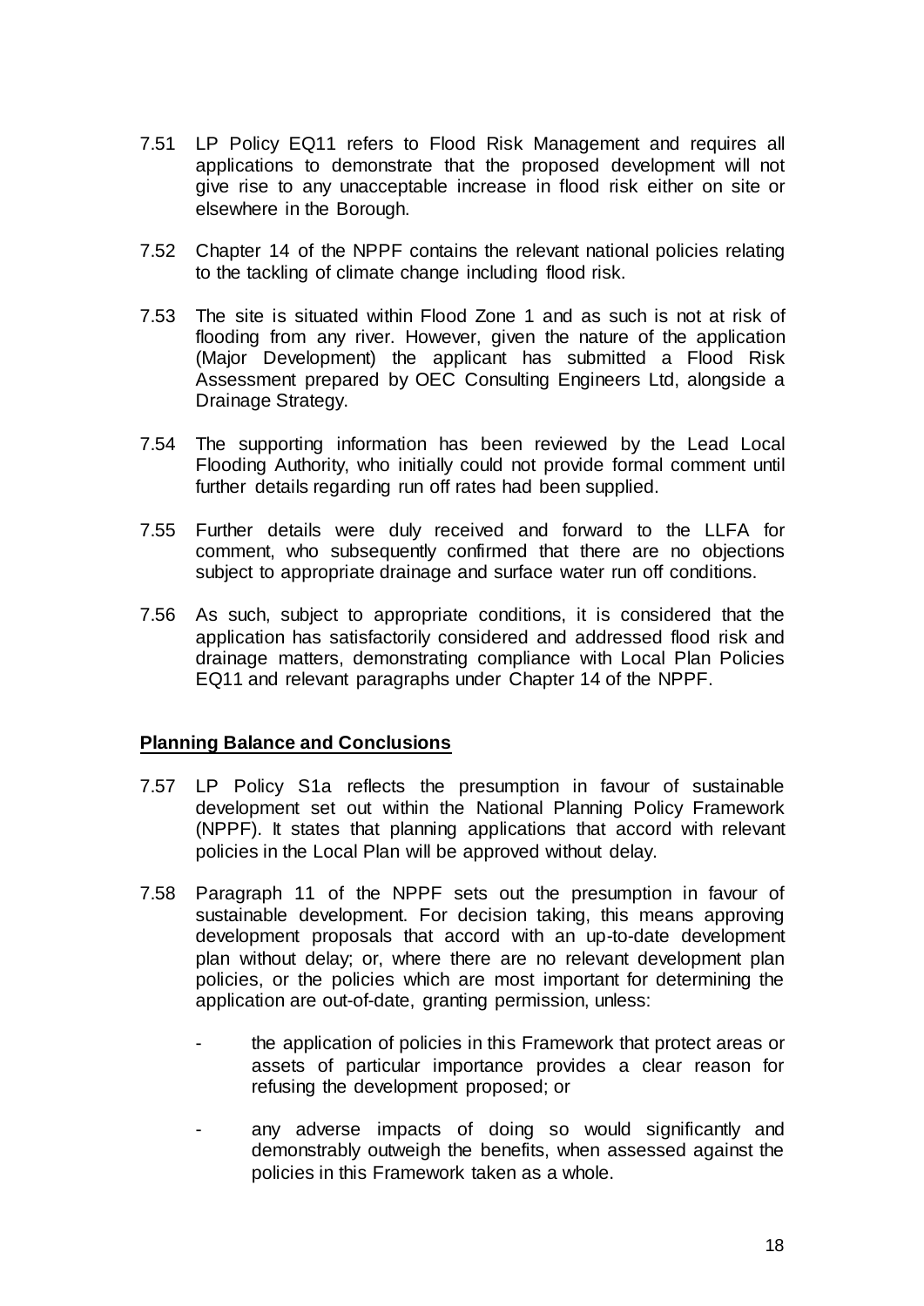7.51 LP Policy EQ11 refers to Flood Risk Management and requires all applications to demonstrate that the proposed development will not give rise to any unacceptable increase in flood risk either on site or elsewhere in the Borough.

7.52 Chapter 14 of the NPPF contains the relevant national policies relating to the tackling of climate change including flood risk.

7.53 The site is situated within Flood Zone 1 and as such is not at risk of flooding from any river. However, given the nature of the application (Major Development) the applicant has submitted a Flood Risk Assessment prepared by OEC Consulting Engineers Ltd, alongside a Drainage Strategy.

7.54 The supporting information has been reviewed by the Lead Local Flooding Authority, who initially could not provide formal comment until further details regarding run off rates had been supplied.

7.55 Further details were duly received and forward to the LLFA for comment, who subsequently confirmed that there are no objections subject to appropriate drainage and surface water run off conditions.

7.56 As such, subject to appropriate conditions, it is considered that the application has satisfactorily considered and addressed flood risk and drainage matters, demonstrating compliance with Local Plan Policies EQ11 and relevant paragraphs under Chapter 14 of the NPPF.

**Planning Balance and Conclusions**

7.57 LP Policy S1a reflects the presumption in favour of sustainable development set out within the National Planning Policy Framework (NPPF). It states that planning applications that accord with relevant policies in the Local Plan will be approved without delay.

7.58 Paragraph 11 of the NPPF sets out the presumption in favour of sustainable development. For decision taking, this means approving development proposals that accord with an up-to-date development plan without delay; or, where there are no relevant development plan policies, or the policies which are most important for determining the application are out-of-date, granting permission, unless:

- the application of policies in this Framework that protect areas or assets of particular importance provides a clear reason for refusing the development proposed; or
- any adverse impacts of doing so would significantly and demonstrably outweigh the benefits, when assessed against the policies in this Framework taken as a whole.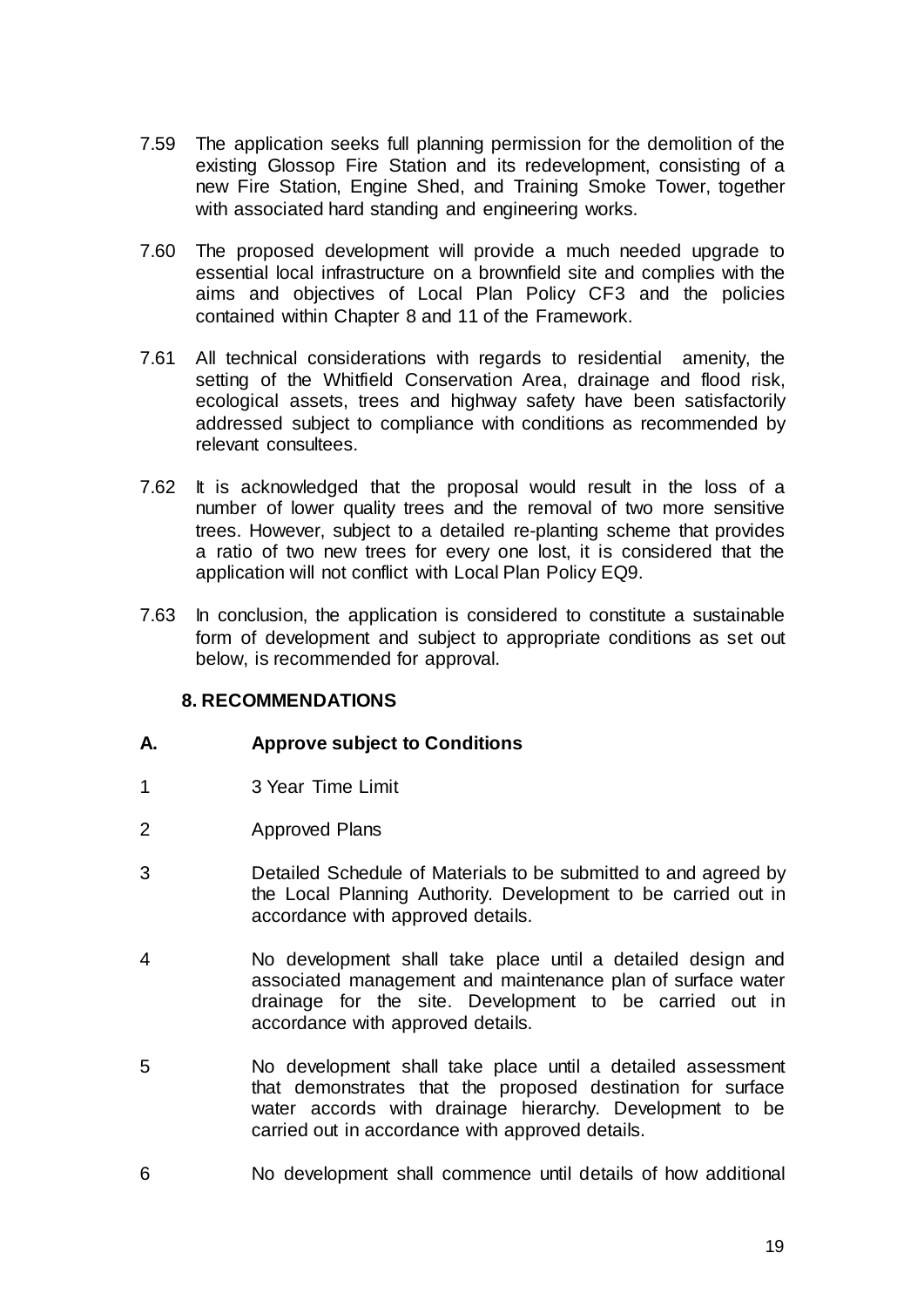7.59 The application seeks full planning permission for the demolition of the existing Glossop Fire Station and its redevelopment, consisting of a new Fire Station, Engine Shed, and Training Smoke Tower, together with associated hard standing and engineering works.

7.60 The proposed development will provide a much needed upgrade to essential local infrastructure on a brownfield site and complies with the aims and objectives of Local Plan Policy CF3 and the policies contained within Chapter 8 and 11 of the Framework.

7.61 All technical considerations with regards to residential amenity, the setting of the Whitfield Conservation Area, drainage and flood risk, ecological assets, trees and highway safety have been satisfactorily addressed subject to compliance with conditions as recommended by relevant consultees.

7.62 It is acknowledged that the proposal would result in the loss of a number of lower quality trees and the removal of two more sensitive trees. However, subject to a detailed re-planting scheme that provides a ratio of two new trees for every one lost, it is considered that the application will not conflict with Local Plan Policy EQ9.

7.63 In conclusion, the application is considered to constitute a sustainable form of development and subject to appropriate conditions as set out below, is recommended for approval.

## 8. RECOMMENDATIONS

**A. Approve subject to Conditions**

1 3 Year Time Limit

2 Approved Plans

3 Detailed Schedule of Materials to be submitted to and agreed by the Local Planning Authority. Development to be carried out in accordance with approved details.

4 No development shall take place until a detailed design and associated management and maintenance plan of surface water drainage for the site. Development to be carried out in accordance with approved details.

5 No development shall take place until a detailed assessment that demonstrates that the proposed destination for surface water accords with drainage hierarchy. Development to be carried out in accordance with approved details.

6 No development shall commence until details of how additional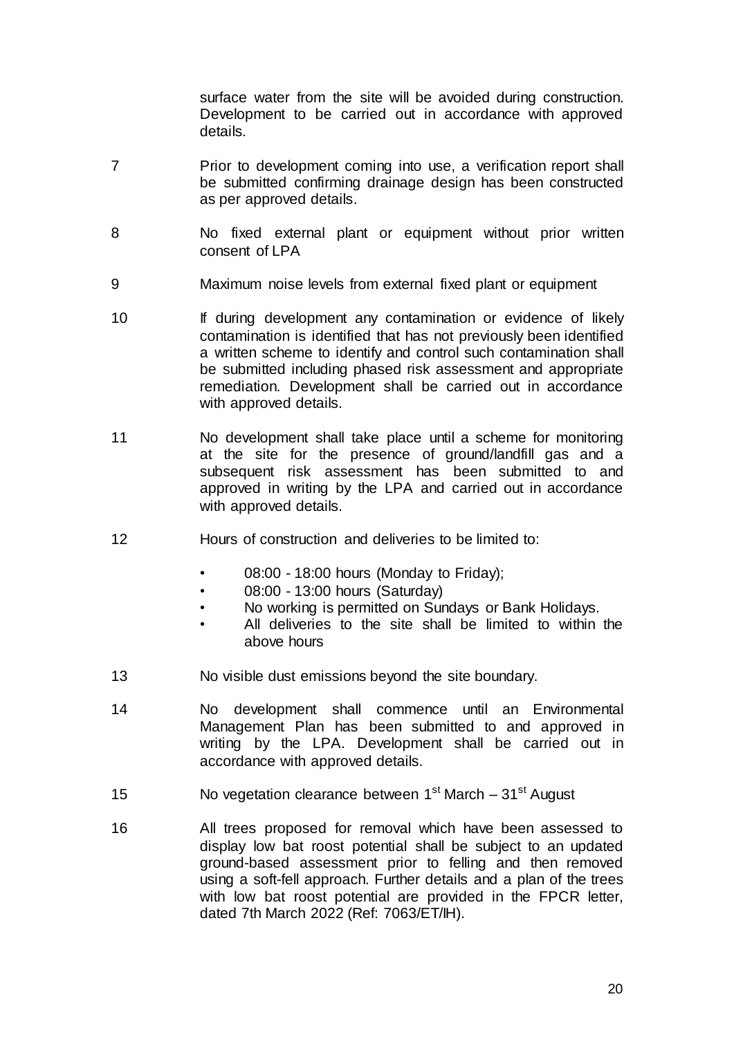surface water from the site will be avoided during construction. Development to be carried out in accordance with approved details.

7 Prior to development coming into use, a verification report shall be submitted confirming drainage design has been constructed as per approved details.

8 No fixed external plant or equipment without prior written consent of LPA

9 Maximum noise levels from external fixed plant or equipment

10 If during development any contamination or evidence of likely contamination is identified that has not previously been identified a written scheme to identify and control such contamination shall be submitted including phased risk assessment and appropriate remediation. Development shall be carried out in accordance with approved details.

11 No development shall take place until a scheme for monitoring at the site for the presence of ground/landfill gas and a subsequent risk assessment has been submitted to and approved in writing by the LPA and carried out in accordance with approved details.

12 Hours of construction and deliveries to be limited to:

- 08:00 - 18:00 hours (Monday to Friday);
- 08:00 - 13:00 hours (Saturday)
- No working is permitted on Sundays or Bank Holidays.
- All deliveries to the site shall be limited to within the above hours

13 No visible dust emissions beyond the site boundary.

14 No development shall commence until an Environmental Management Plan has been submitted to and approved in writing by the LPA. Development shall be carried out in accordance with approved details.

15 No vegetation clearance between 1st March – 31st August

16 All trees proposed for removal which have been assessed to display low bat roost potential shall be subject to an updated ground-based assessment prior to felling and then removed using a soft-fell approach. Further details and a plan of the trees with low bat roost potential are provided in the FPCR letter, dated 7th March 2022 (Ref: 7063/ET/IH).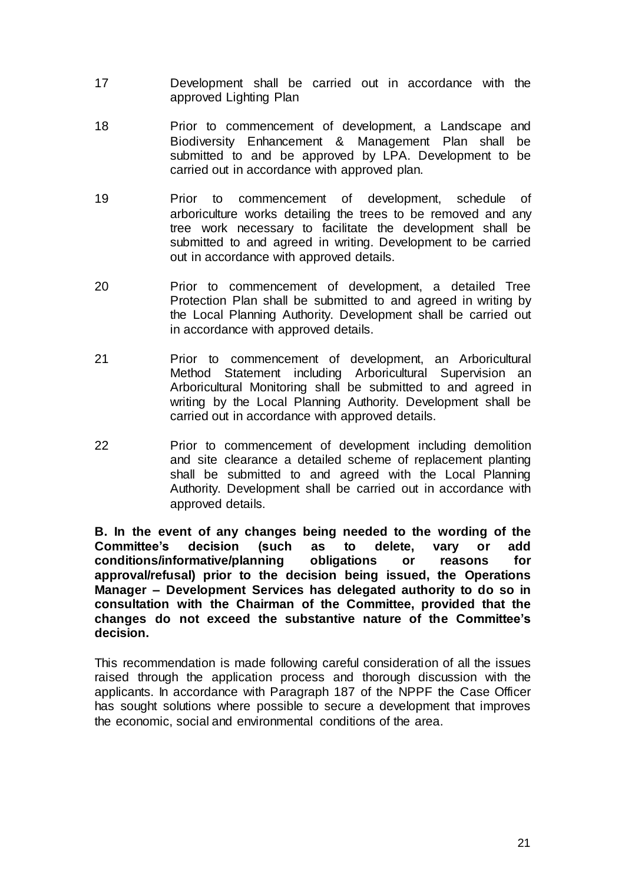17 Development shall be carried out in accordance with the approved Lighting Plan

18 Prior to commencement of development, a Landscape and Biodiversity Enhancement & Management Plan shall be submitted to and be approved by LPA. Development to be carried out in accordance with approved plan.

19 Prior to commencement of development, schedule of arboriculture works detailing the trees to be removed and any tree work necessary to facilitate the development shall be submitted to and agreed in writing. Development to be carried out in accordance with approved details.

20 Prior to commencement of development, a detailed Tree Protection Plan shall be submitted to and agreed in writing by the Local Planning Authority. Development shall be carried out in accordance with approved details.

21 Prior to commencement of development, an Arboricultural Method Statement including Arboricultural Supervision an Arboricultural Monitoring shall be submitted to and agreed in writing by the Local Planning Authority. Development shall be carried out in accordance with approved details.

22 Prior to commencement of development including demolition and site clearance a detailed scheme of replacement planting shall be submitted to and agreed with the Local Planning Authority. Development shall be carried out in accordance with approved details.

**B. In the event of any changes being needed to the wording of the Committee's decision (such as to delete, vary or add conditions/informative/planning obligations or reasons for approval/refusal) prior to the decision being issued, the Operations Manager – Development Services has delegated authority to do so in consultation with the Chairman of the Committee, provided that the changes do not exceed the substantive nature of the Committee's decision.**

This recommendation is made following careful consideration of all the issues raised through the application process and thorough discussion with the applicants. In accordance with Paragraph 187 of the NPPF the Case Officer has sought solutions where possible to secure a development that improves the economic, social and environmental conditions of the area.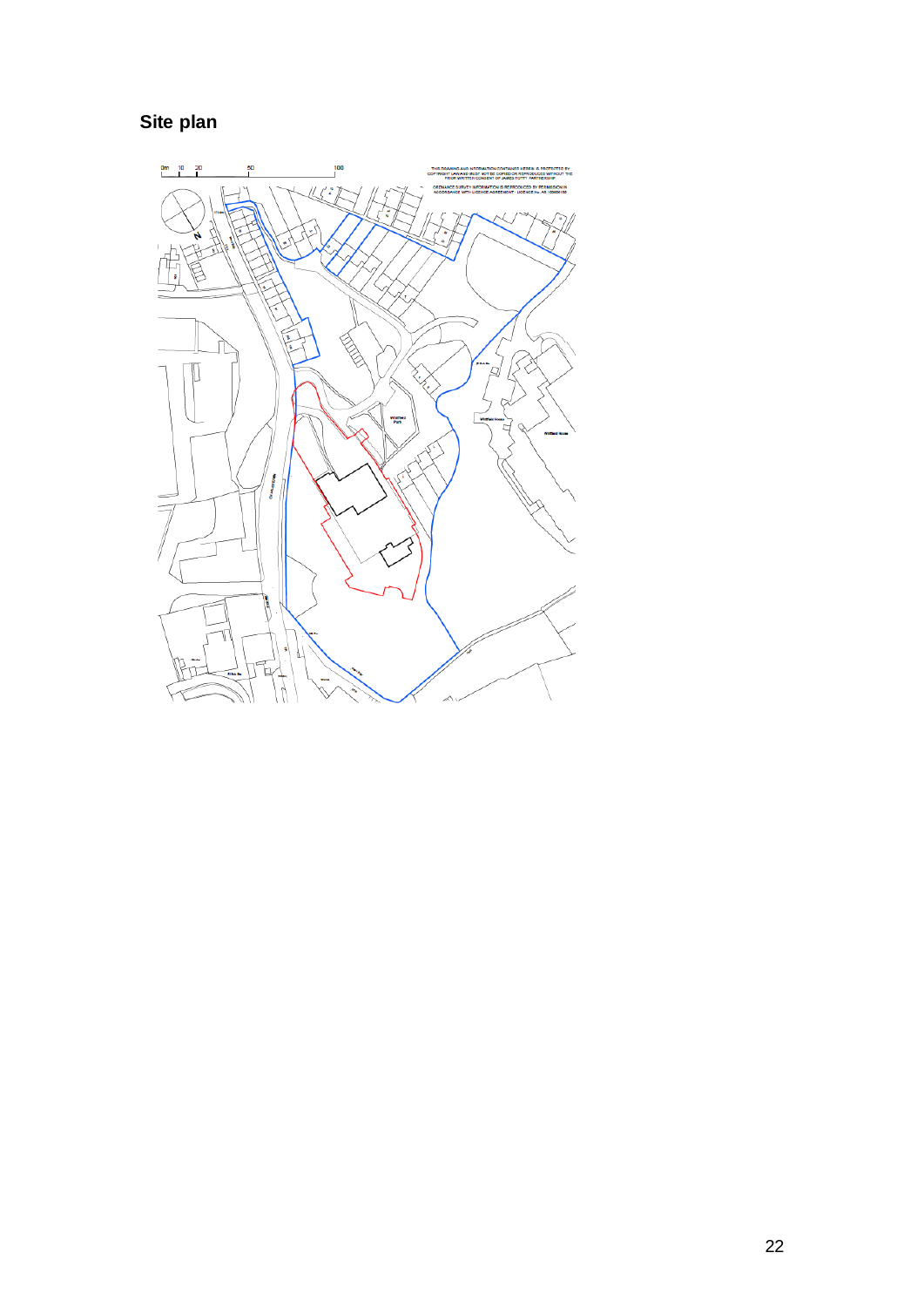## Site plan

0m 10 20 50 100

THIS DRAWING AND INFORMATION CONTAINED HEREIN IS PROTECTED BY COPYRIGHT LAW AND MUST NOT BE COPIED OR REPRODUCED WITHOUT THE PRIOR WRITTEN CONSENT OF JAMES TOTTY PARTNERSHIP

ORDNANCE SURVEY INFORMATION IS REPRODUCED BY PERMISSION IN ACCORDANCE WITH LICENCE AGREEMENT - LICENCE No. AS 100006180

N

Whitfield Park

Whitfield House

Whitfield House